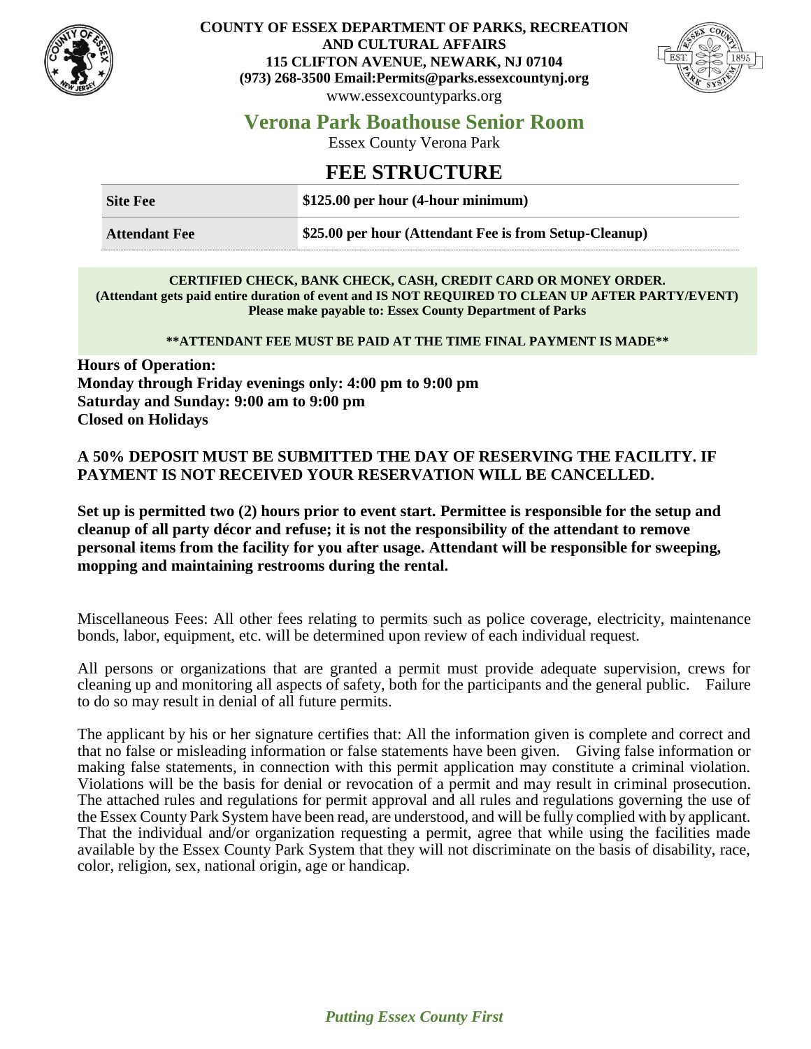**COUNTY OF ESSEX DEPARTMENT OF PARKS, RECREATION AND CULTURAL AFFAIRS**
**115 CLIFTON AVENUE, NEWARK, NJ 07104**
**(973) 268-3500 Email:Permits@parks.essexcountynj.org**
www.essexcountyparks.org

# Verona Park Boathouse Senior Room

Essex County Verona Park

## FEE STRUCTURE

| | |
|---|---|
| **Site Fee** | **$125.00 per hour (4-hour minimum)** |
| **Attendant Fee** | **$25.00 per hour (Attendant Fee is from Setup-Cleanup)** |

**CERTIFIED CHECK, BANK CHECK, CASH, CREDIT CARD OR MONEY ORDER.**
**(Attendant gets paid entire duration of event and IS NOT REQUIRED TO CLEAN UP AFTER PARTY/EVENT)**
**Please make payable to: Essex County Department of Parks**

**\*\*ATTENDANT FEE MUST BE PAID AT THE TIME FINAL PAYMENT IS MADE\*\***

**Hours of Operation:**
**Monday through Friday evenings only: 4:00 pm to 9:00 pm**
**Saturday and Sunday: 9:00 am to 9:00 pm**
**Closed on Holidays**

**A 50% DEPOSIT MUST BE SUBMITTED THE DAY OF RESERVING THE FACILITY. IF PAYMENT IS NOT RECEIVED YOUR RESERVATION WILL BE CANCELLED.**

**Set up is permitted two (2) hours prior to event start. Permittee is responsible for the setup and cleanup of all party décor and refuse; it is not the responsibility of the attendant to remove personal items from the facility for you after usage. Attendant will be responsible for sweeping, mopping and maintaining restrooms during the rental.**

Miscellaneous Fees: All other fees relating to permits such as police coverage, electricity, maintenance bonds, labor, equipment, etc. will be determined upon review of each individual request.

All persons or organizations that are granted a permit must provide adequate supervision, crews for cleaning up and monitoring all aspects of safety, both for the participants and the general public. Failure to do so may result in denial of all future permits.

The applicant by his or her signature certifies that: All the information given is complete and correct and that no false or misleading information or false statements have been given. Giving false information or making false statements, in connection with this permit application may constitute a criminal violation. Violations will be the basis for denial or revocation of a permit and may result in criminal prosecution. The attached rules and regulations for permit approval and all rules and regulations governing the use of the Essex County Park System have been read, are understood, and will be fully complied with by applicant. That the individual and/or organization requesting a permit, agree that while using the facilities made available by the Essex County Park System that they will not discriminate on the basis of disability, race, color, religion, sex, national origin, age or handicap.

*Putting Essex County First*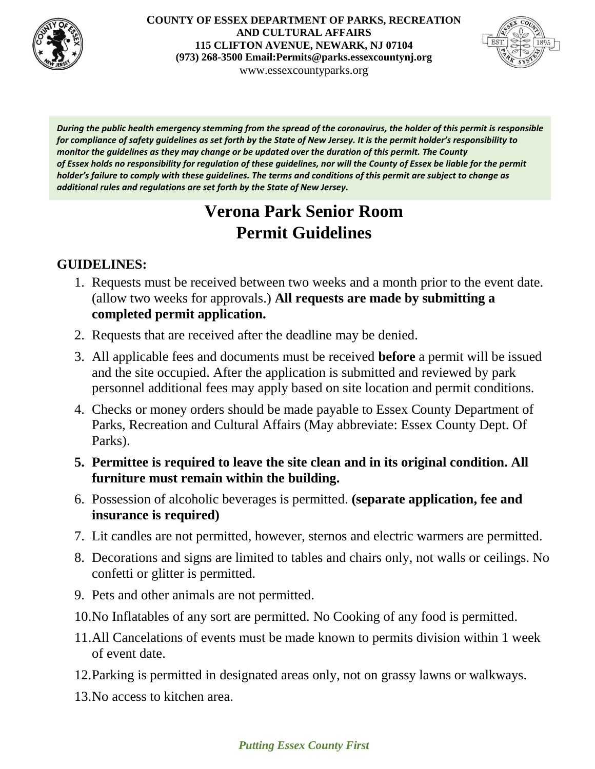**COUNTY OF ESSEX DEPARTMENT OF PARKS, RECREATION AND CULTURAL AFFAIRS**
**115 CLIFTON AVENUE, NEWARK, NJ 07104**
**(973) 268-3500 Email:Permits@parks.essexcountynj.org**
www.essexcountyparks.org

***During the public health emergency stemming from the spread of the coronavirus, the holder of this permit is responsible for compliance of safety guidelines as set forth by the State of New Jersey. It is the permit holder's responsibility to monitor the guidelines as they may change or be updated over the duration of this permit. The County of Essex holds no responsibility for regulation of these guidelines, nor will the County of Essex be liable for the permit holder's failure to comply with these guidelines. The terms and conditions of this permit are subject to change as additional rules and regulations are set forth by the State of New Jersey.***

# Verona Park Senior Room Permit Guidelines

## GUIDELINES:

1. Requests must be received between two weeks and a month prior to the event date. (allow two weeks for approvals.) **All requests are made by submitting a completed permit application.**
2. Requests that are received after the deadline may be denied.
3. All applicable fees and documents must be received **before** a permit will be issued and the site occupied. After the application is submitted and reviewed by park personnel additional fees may apply based on site location and permit conditions.
4. Checks or money orders should be made payable to Essex County Department of Parks, Recreation and Cultural Affairs (May abbreviate: Essex County Dept. Of Parks).
5. **Permittee is required to leave the site clean and in its original condition. All furniture must remain within the building.**
6. Possession of alcoholic beverages is permitted. **(separate application, fee and insurance is required)**
7. Lit candles are not permitted, however, sternos and electric warmers are permitted.
8. Decorations and signs are limited to tables and chairs only, not walls or ceilings. No confetti or glitter is permitted.
9. Pets and other animals are not permitted.
10. No Inflatables of any sort are permitted. No Cooking of any food is permitted.
11. All Cancelations of events must be made known to permits division within 1 week of event date.
12. Parking is permitted in designated areas only, not on grassy lawns or walkways.
13. No access to kitchen area.

*Putting Essex County First*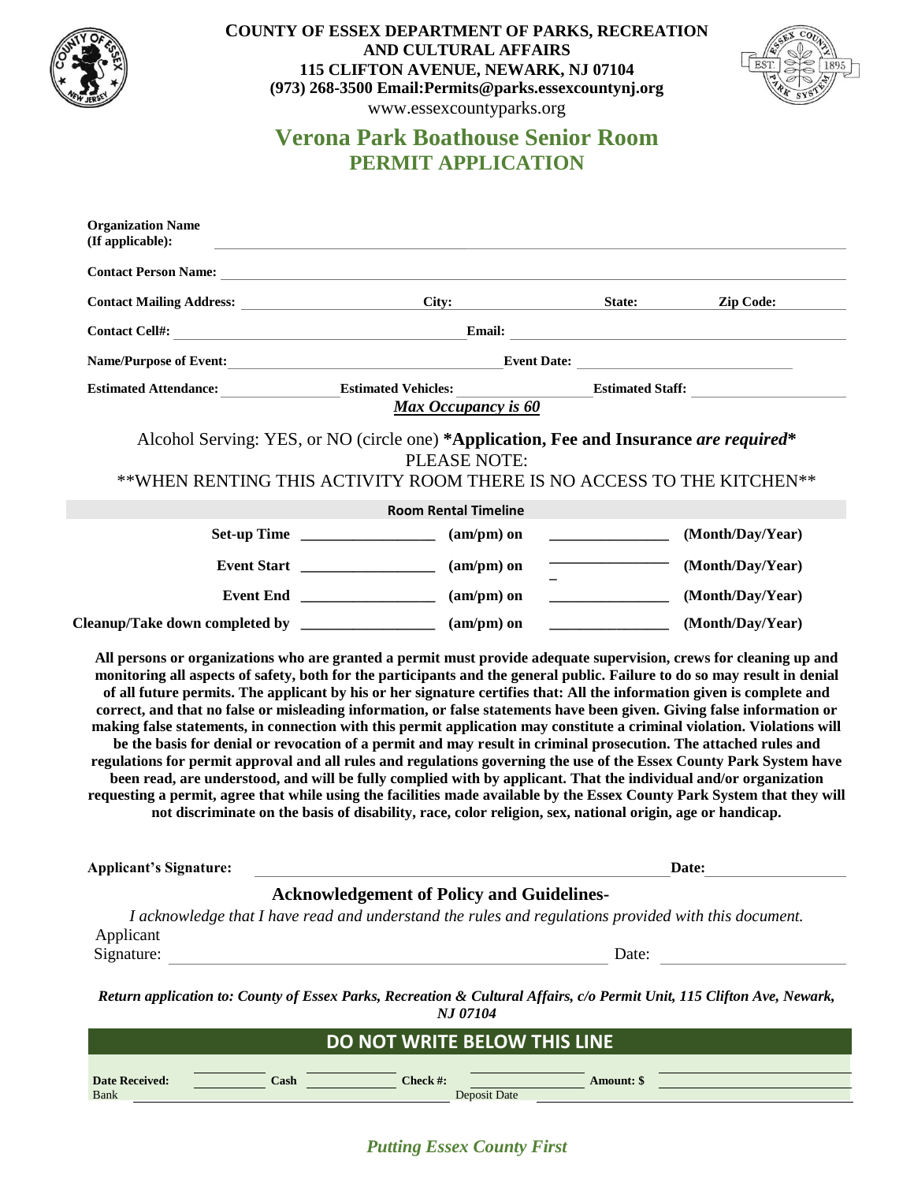**COUNTY OF ESSEX DEPARTMENT OF PARKS, RECREATION AND CULTURAL AFFAIRS**
**115 CLIFTON AVENUE, NEWARK, NJ 07104**
**(973) 268-3500 Email:Permits@parks.essexcountynj.org**
www.essexcountyparks.org

# Verona Park Boathouse Senior Room
## PERMIT APPLICATION

**Organization Name (If applicable):** ______________________________

**Contact Person Name:** ______________________________

**Contact Mailing Address:** ______________ **City:** ______________ **State:** ______ **Zip Code:** ______

**Contact Cell#:** ______________________ **Email:** ______________________

**Name/Purpose of Event:** ______________________ **Event Date:** ______________

**Estimated Attendance:** __________ **Estimated Vehicles:** __________ **Estimated Staff:** __________

***Max Occupancy is 60***

Alcohol Serving: YES, or NO (circle one) ***Application, Fee and Insurance *are required****

PLEASE NOTE:

**WHEN RENTING THIS ACTIVITY ROOM THERE IS NO ACCESS TO THE KITCHEN**

**Room Rental Timeline**

| | | | | |
|---|---|---|---|---|
| **Set-up Time** | _________________ | **(am/pm) on** | _______________ | **(Month/Day/Year)** |
| **Event Start** | _________________ | **(am/pm) on** | _______________ | **(Month/Day/Year)** |
| **Event End** | _________________ | **(am/pm) on** | _______________ | **(Month/Day/Year)** |
| **Cleanup/Take down completed by** | _________________ | **(am/pm) on** | _______________ | **(Month/Day/Year)** |

**All persons or organizations who are granted a permit must provide adequate supervision, crews for cleaning up and monitoring all aspects of safety, both for the participants and the general public. Failure to do so may result in denial of all future permits. The applicant by his or her signature certifies that: All the information given is complete and correct, and that no false or misleading information, or false statements have been given. Giving false information or making false statements, in connection with this permit application may constitute a criminal violation. Violations will be the basis for denial or revocation of a permit and may result in criminal prosecution. The attached rules and regulations for permit approval and all rules and regulations governing the use of the Essex County Park System have been read, are understood, and will be fully complied with by applicant. That the individual and/or organization requesting a permit, agree that while using the facilities made available by the Essex County Park System that they will not discriminate on the basis of disability, race, color religion, sex, national origin, age or handicap.**

**Applicant's Signature:** ______________________________ **Date:** ______________

### Acknowledgement of Policy and Guidelines-

*I acknowledge that I have read and understand the rules and regulations provided with this document.*

Applicant Signature: ______________________________ Date: ______________

***Return application to: County of Essex Parks, Recreation & Cultural Affairs, c/o Permit Unit, 115 Clifton Ave, Newark, NJ 07104***

**DO NOT WRITE BELOW THIS LINE**

**Date Received:** __________ **Cash** __________ **Check #:** __________ **Amount: $** __________

Bank ______________________ Deposit Date ______________________

***Putting Essex County First***